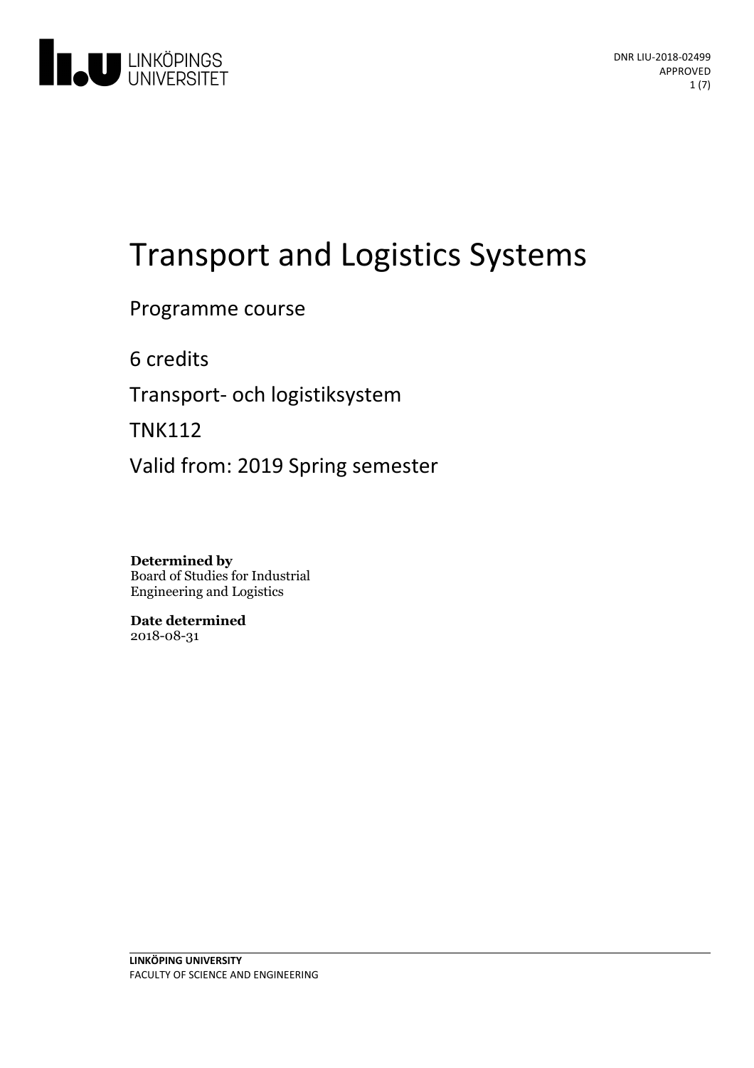# Transport and Logistics Systems

Programme course

6 credits

Transport- och logistiksystem

TNK112

Valid from: 2019 Spring semester

**Determined by**
Board of Studies for Industrial Engineering and Logistics

**Date determined**
2018-08-31

**LINKÖPING UNIVERSITY**
FACULTY OF SCIENCE AND ENGINEERING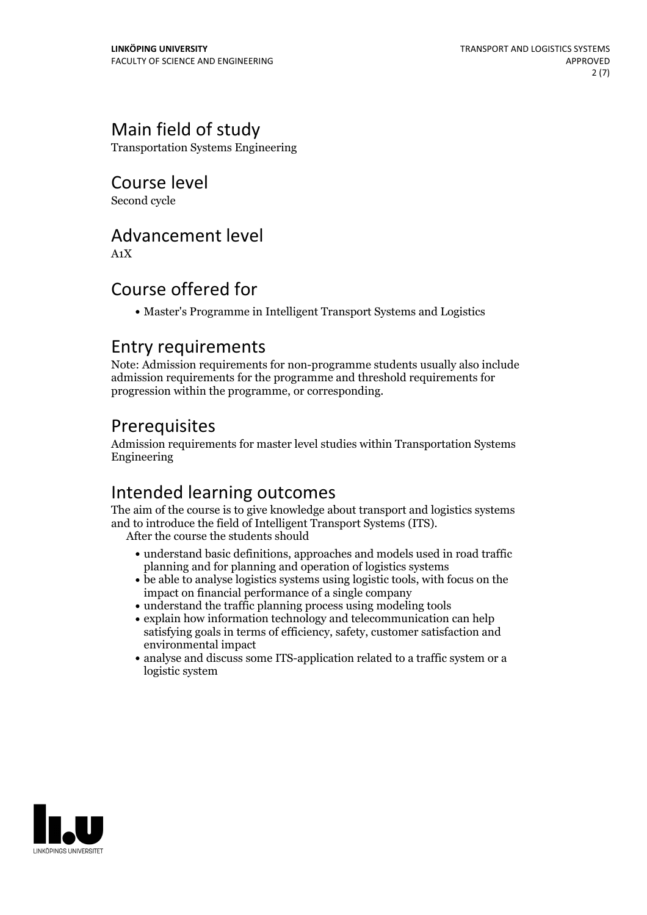## Main field of study

Transportation Systems Engineering

## Course level

Second cycle

## Advancement level

A1X

## Course offered for

- Master's Programme in Intelligent Transport Systems and Logistics

## Entry requirements

Note: Admission requirements for non-programme students usually also include admission requirements for the programme and threshold requirements for progression within the programme, or corresponding.

## Prerequisites

Admission requirements for master level studies within Transportation Systems Engineering

## Intended learning outcomes

The aim of the course is to give knowledge about transport and logistics systems and to introduce the field of Intelligent Transport Systems (ITS).

After the course the students should

- understand basic definitions, approaches and models used in road traffic planning and for planning and operation of logistics systems
- be able to analyse logistics systems using logistic tools, with focus on the impact on financial performance of a single company
- understand the traffic planning process using modeling tools
- explain how information technology and telecommunication can help satisfying goals in terms of efficiency, safety, customer satisfaction and environmental impact
- analyse and discuss some ITS-application related to a traffic system or a logistic system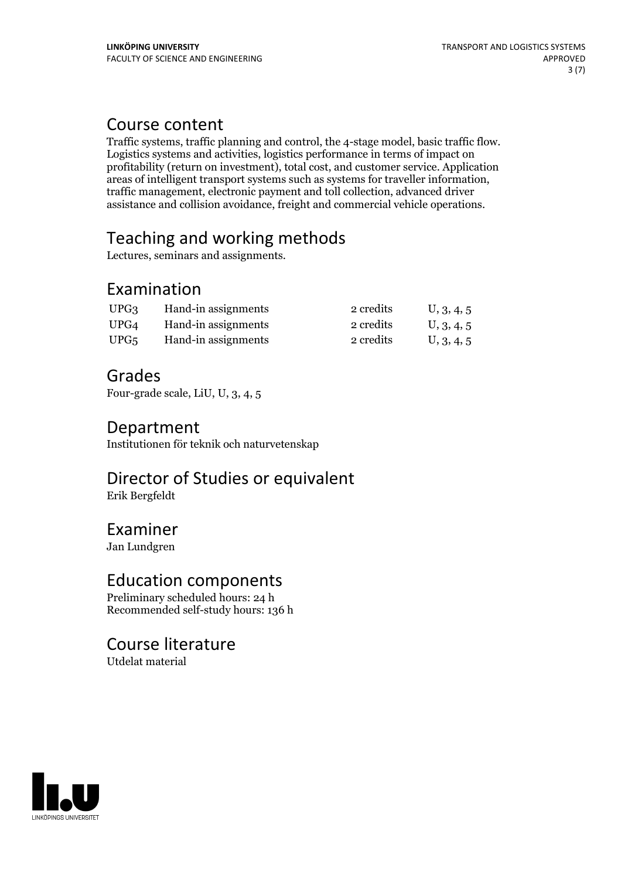## Course content

Traffic systems, traffic planning and control, the 4-stage model, basic traffic flow. Logistics systems and activities, logistics performance in terms of impact on profitability (return on investment), total cost, and customer service. Application areas of intelligent transport systems such as systems for traveller information, traffic management, electronic payment and toll collection, advanced driver assistance and collision avoidance, freight and commercial vehicle operations.

## Teaching and working methods

Lectures, seminars and assignments.

## Examination

| | | | |
|---|---|---|---|
| UPG3 | Hand-in assignments | 2 credits | U, 3, 4, 5 |
| UPG4 | Hand-in assignments | 2 credits | U, 3, 4, 5 |
| UPG5 | Hand-in assignments | 2 credits | U, 3, 4, 5 |

## Grades

Four-grade scale, LiU, U, 3, 4, 5

## Department

Institutionen för teknik och naturvetenskap

## Director of Studies or equivalent

Erik Bergfeldt

## Examiner

Jan Lundgren

## Education components

Preliminary scheduled hours: 24 h
Recommended self-study hours: 136 h

## Course literature

Utdelat material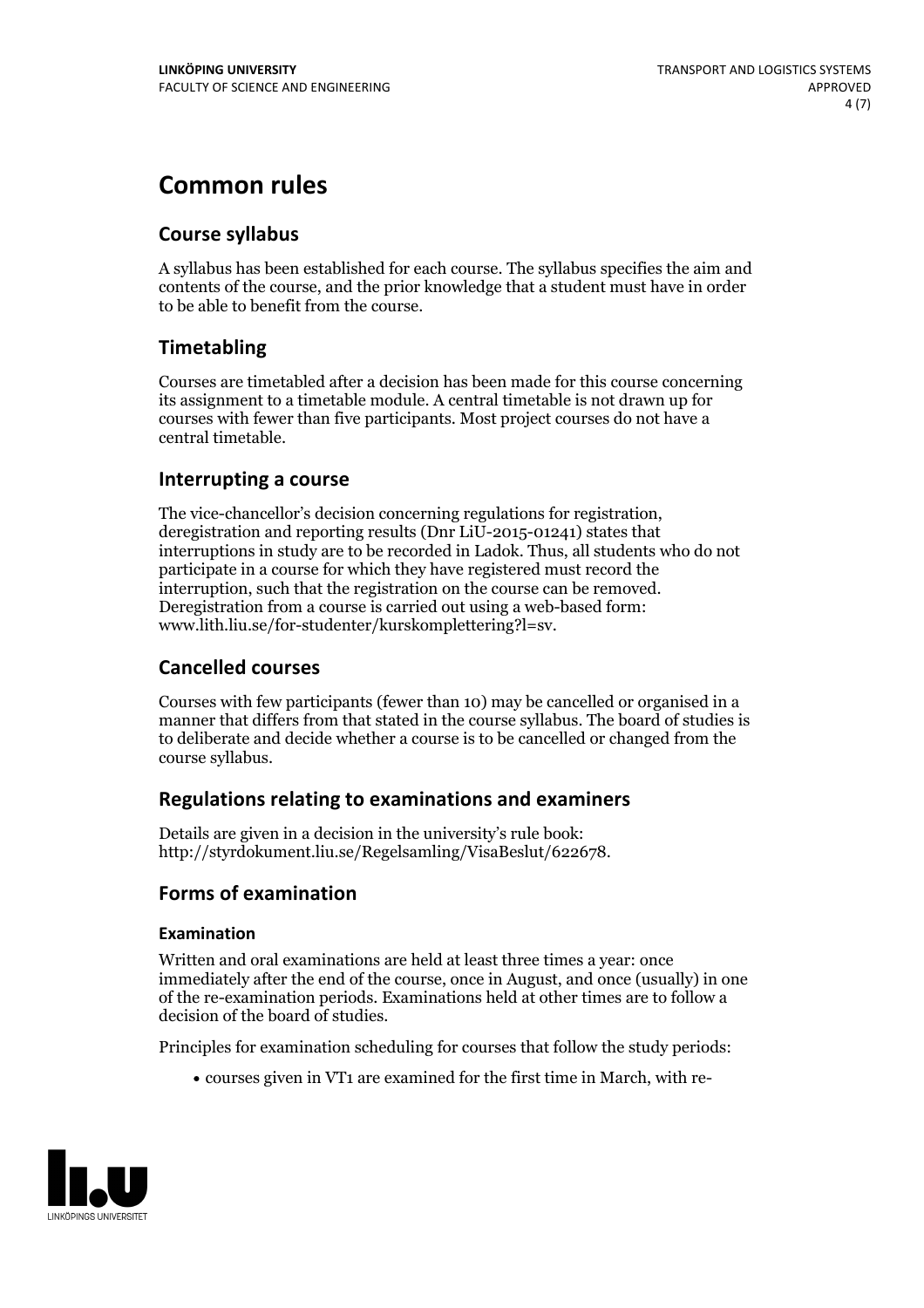# Common rules

## Course syllabus

A syllabus has been established for each course. The syllabus specifies the aim and contents of the course, and the prior knowledge that a student must have in order to be able to benefit from the course.

## Timetabling

Courses are timetabled after a decision has been made for this course concerning its assignment to a timetable module. A central timetable is not drawn up for courses with fewer than five participants. Most project courses do not have a central timetable.

## Interrupting a course

The vice-chancellor's decision concerning regulations for registration, deregistration and reporting results (Dnr LiU-2015-01241) states that interruptions in study are to be recorded in Ladok. Thus, all students who do not participate in a course for which they have registered must record the interruption, such that the registration on the course can be removed. Deregistration from a course is carried out using a web-based form: www.lith.liu.se/for-studenter/kurskomplettering?l=sv.

## Cancelled courses

Courses with few participants (fewer than 10) may be cancelled or organised in a manner that differs from that stated in the course syllabus. The board of studies is to deliberate and decide whether a course is to be cancelled or changed from the course syllabus.

## Regulations relating to examinations and examiners

Details are given in a decision in the university's rule book: http://styrdokument.liu.se/Regelsamling/VisaBeslut/622678.

## Forms of examination

### Examination

Written and oral examinations are held at least three times a year: once immediately after the end of the course, once in August, and once (usually) in one of the re-examination periods. Examinations held at other times are to follow a decision of the board of studies.

Principles for examination scheduling for courses that follow the study periods:

- courses given in VT1 are examined for the first time in March, with re-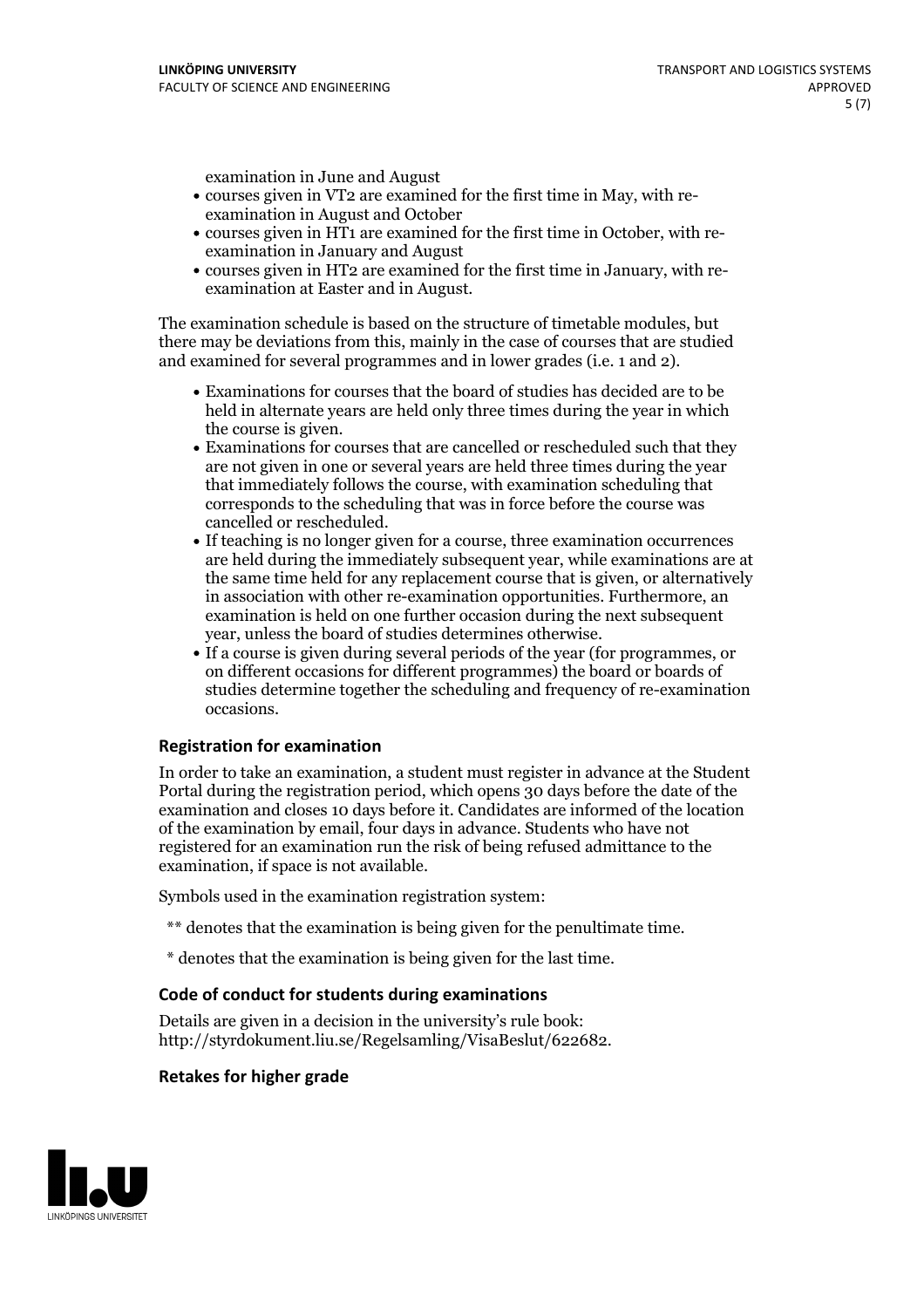examination in June and August
- courses given in VT2 are examined for the first time in May, with re-examination in August and October
- courses given in HT1 are examined for the first time in October, with re-examination in January and August
- courses given in HT2 are examined for the first time in January, with re-examination at Easter and in August.

The examination schedule is based on the structure of timetable modules, but there may be deviations from this, mainly in the case of courses that are studied and examined for several programmes and in lower grades (i.e. 1 and 2).

- Examinations for courses that the board of studies has decided are to be held in alternate years are held only three times during the year in which the course is given.
- Examinations for courses that are cancelled or rescheduled such that they are not given in one or several years are held three times during the year that immediately follows the course, with examination scheduling that corresponds to the scheduling that was in force before the course was cancelled or rescheduled.
- If teaching is no longer given for a course, three examination occurrences are held during the immediately subsequent year, while examinations are at the same time held for any replacement course that is given, or alternatively in association with other re-examination opportunities. Furthermore, an examination is held on one further occasion during the next subsequent year, unless the board of studies determines otherwise.
- If a course is given during several periods of the year (for programmes, or on different occasions for different programmes) the board or boards of studies determine together the scheduling and frequency of re-examination occasions.

### Registration for examination

In order to take an examination, a student must register in advance at the Student Portal during the registration period, which opens 30 days before the date of the examination and closes 10 days before it. Candidates are informed of the location of the examination by email, four days in advance. Students who have not registered for an examination run the risk of being refused admittance to the examination, if space is not available.

Symbols used in the examination registration system:

** denotes that the examination is being given for the penultimate time.

* denotes that the examination is being given for the last time.

### Code of conduct for students during examinations

Details are given in a decision in the university's rule book: http://styrdokument.liu.se/Regelsamling/VisaBeslut/622682.

### Retakes for higher grade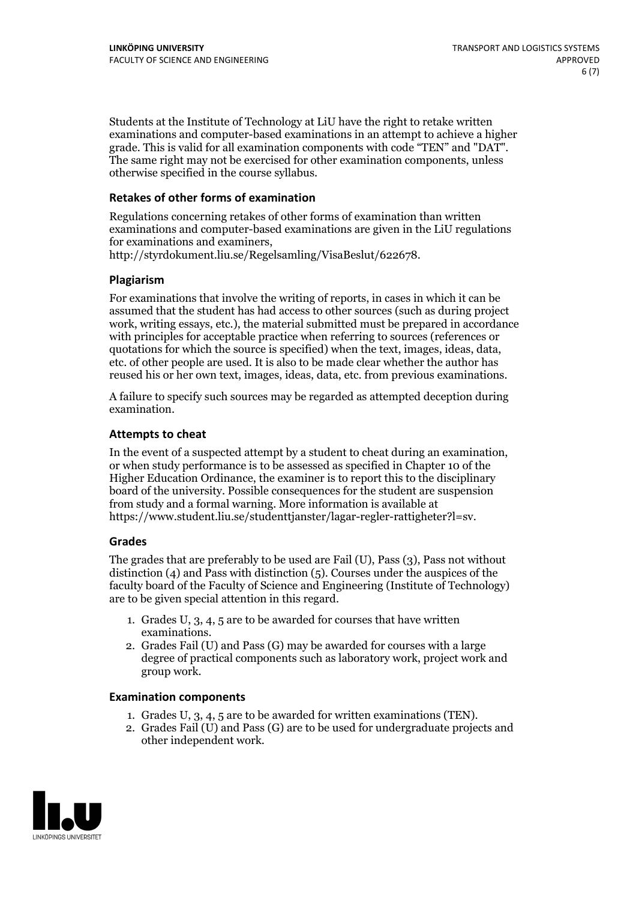Students at the Institute of Technology at LiU have the right to retake written examinations and computer-based examinations in an attempt to achieve a higher grade. This is valid for all examination components with code "TEN" and "DAT". The same right may not be exercised for other examination components, unless otherwise specified in the course syllabus.

### Retakes of other forms of examination

Regulations concerning retakes of other forms of examination than written examinations and computer-based examinations are given in the LiU regulations for examinations and examiners, http://styrdokument.liu.se/Regelsamling/VisaBeslut/622678.

### Plagiarism

For examinations that involve the writing of reports, in cases in which it can be assumed that the student has had access to other sources (such as during project work, writing essays, etc.), the material submitted must be prepared in accordance with principles for acceptable practice when referring to sources (references or quotations for which the source is specified) when the text, images, ideas, data, etc. of other people are used. It is also to be made clear whether the author has reused his or her own text, images, ideas, data, etc. from previous examinations.

A failure to specify such sources may be regarded as attempted deception during examination.

### Attempts to cheat

In the event of a suspected attempt by a student to cheat during an examination, or when study performance is to be assessed as specified in Chapter 10 of the Higher Education Ordinance, the examiner is to report this to the disciplinary board of the university. Possible consequences for the student are suspension from study and a formal warning. More information is available at https://www.student.liu.se/studenttjanster/lagar-regler-rattigheter?l=sv.

### Grades

The grades that are preferably to be used are Fail (U), Pass (3), Pass not without distinction (4) and Pass with distinction (5). Courses under the auspices of the faculty board of the Faculty of Science and Engineering (Institute of Technology) are to be given special attention in this regard.

1. Grades U, 3, 4, 5 are to be awarded for courses that have written examinations.
2. Grades Fail (U) and Pass (G) may be awarded for courses with a large degree of practical components such as laboratory work, project work and group work.

### Examination components

1. Grades U, 3, 4, 5 are to be awarded for written examinations (TEN).
2. Grades Fail (U) and Pass (G) are to be used for undergraduate projects and other independent work.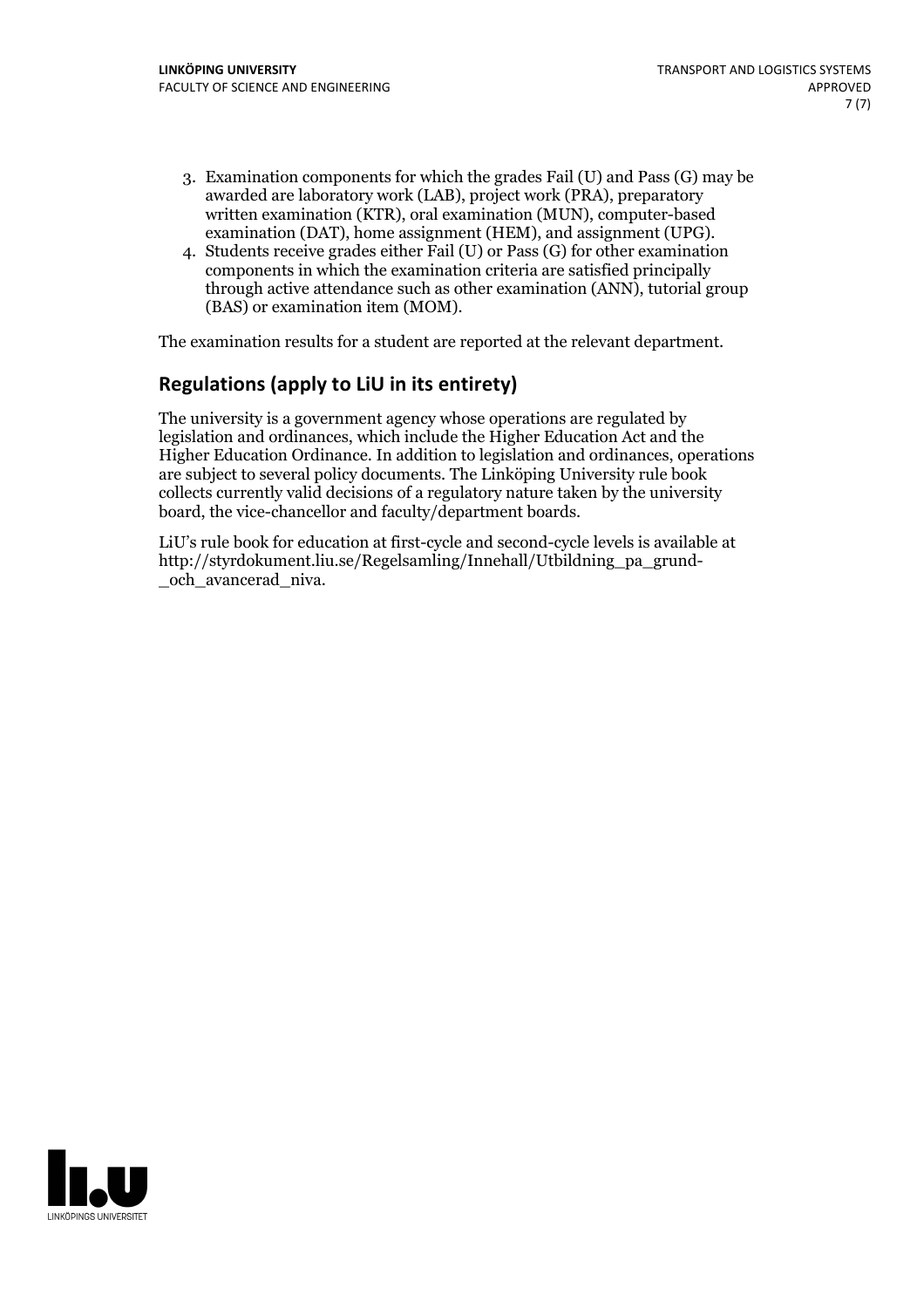3. Examination components for which the grades Fail (U) and Pass (G) may be awarded are laboratory work (LAB), project work (PRA), preparatory written examination (KTR), oral examination (MUN), computer-based examination (DAT), home assignment (HEM), and assignment (UPG).
4. Students receive grades either Fail (U) or Pass (G) for other examination components in which the examination criteria are satisfied principally through active attendance such as other examination (ANN), tutorial group (BAS) or examination item (MOM).

The examination results for a student are reported at the relevant department.

## Regulations (apply to LiU in its entirety)

The university is a government agency whose operations are regulated by legislation and ordinances, which include the Higher Education Act and the Higher Education Ordinance. In addition to legislation and ordinances, operations are subject to several policy documents. The Linköping University rule book collects currently valid decisions of a regulatory nature taken by the university board, the vice-chancellor and faculty/department boards.

LiU's rule book for education at first-cycle and second-cycle levels is available at http://styrdokument.liu.se/Regelsamling/Innehall/Utbildning_pa_grund-_och_avancerad_niva.